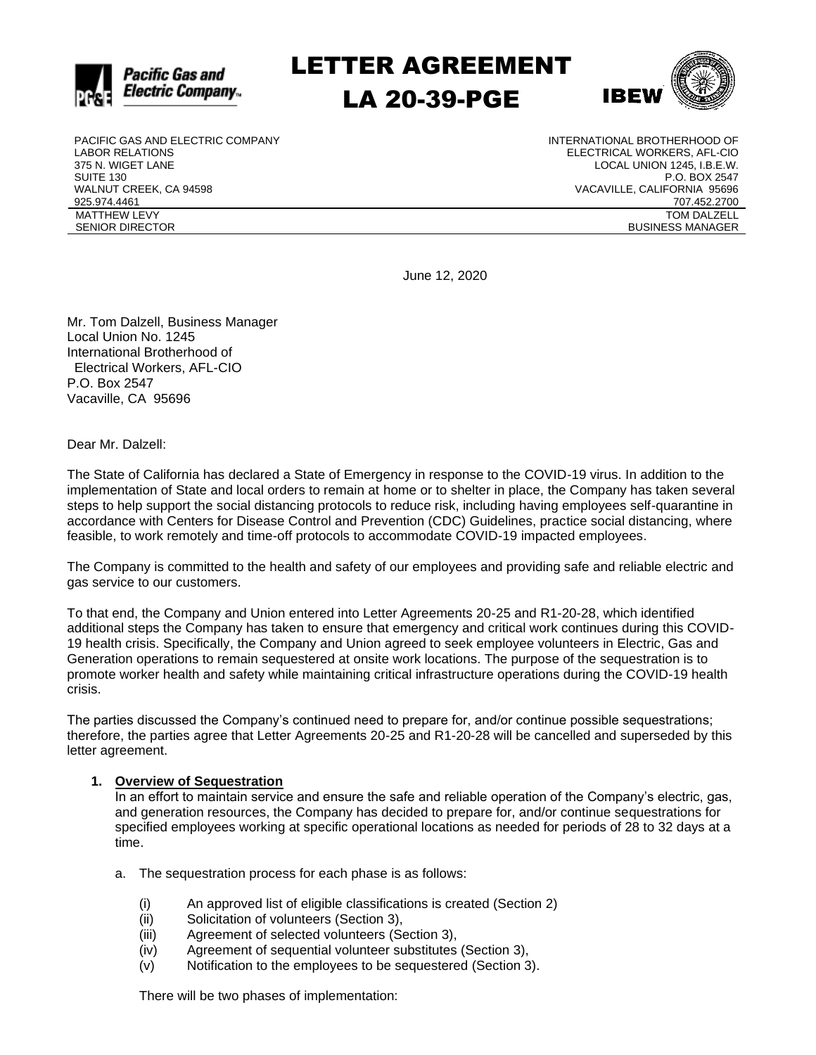# LETTER AGREEMENT
# LA 20-39-PGE

PACIFIC GAS AND ELECTRIC COMPANY
LABOR RELATIONS
375 N. WIGET LANE
SUITE 130
WALNUT CREEK, CA 94598
925.974.4461
MATTHEW LEVY
SENIOR DIRECTOR

INTERNATIONAL BROTHERHOOD OF
ELECTRICAL WORKERS, AFL-CIO
LOCAL UNION 1245, I.B.E.W.
P.O. BOX 2547
VACAVILLE, CALIFORNIA 95696
707.452.2700
TOM DALZELL
BUSINESS MANAGER

June 12, 2020

Mr. Tom Dalzell, Business Manager
Local Union No. 1245
International Brotherhood of
Electrical Workers, AFL-CIO
P.O. Box 2547
Vacaville, CA 95696

Dear Mr. Dalzell:

The State of California has declared a State of Emergency in response to the COVID-19 virus. In addition to the implementation of State and local orders to remain at home or to shelter in place, the Company has taken several steps to help support the social distancing protocols to reduce risk, including having employees self-quarantine in accordance with Centers for Disease Control and Prevention (CDC) Guidelines, practice social distancing, where feasible, to work remotely and time-off protocols to accommodate COVID-19 impacted employees.

The Company is committed to the health and safety of our employees and providing safe and reliable electric and gas service to our customers.

To that end, the Company and Union entered into Letter Agreements 20-25 and R1-20-28, which identified additional steps the Company has taken to ensure that emergency and critical work continues during this COVID-19 health crisis. Specifically, the Company and Union agreed to seek employee volunteers in Electric, Gas and Generation operations to remain sequestered at onsite work locations. The purpose of the sequestration is to promote worker health and safety while maintaining critical infrastructure operations during the COVID-19 health crisis.

The parties discussed the Company's continued need to prepare for, and/or continue possible sequestrations; therefore, the parties agree that Letter Agreements 20-25 and R1-20-28 will be cancelled and superseded by this letter agreement.

1. **Overview of Sequestration**
   In an effort to maintain service and ensure the safe and reliable operation of the Company's electric, gas, and generation resources, the Company has decided to prepare for, and/or continue sequestrations for specified employees working at specific operational locations as needed for periods of 28 to 32 days at a time.

   a. The sequestration process for each phase is as follows:

      (i) An approved list of eligible classifications is created (Section 2)
      (ii) Solicitation of volunteers (Section 3),
      (iii) Agreement of selected volunteers (Section 3),
      (iv) Agreement of sequential volunteer substitutes (Section 3),
      (v) Notification to the employees to be sequestered (Section 3).

   There will be two phases of implementation: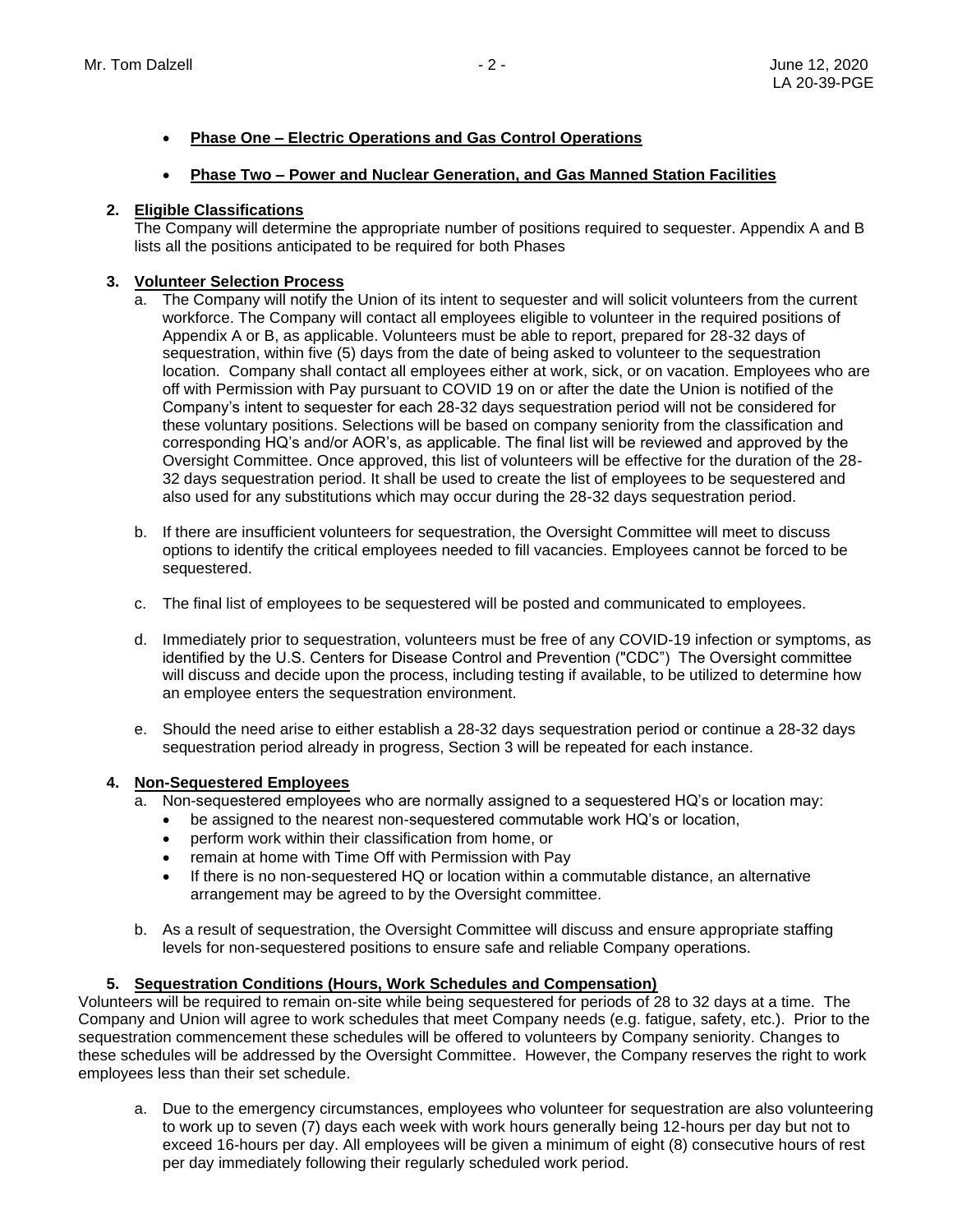- **Phase One – Electric Operations and Gas Control Operations**
- **Phase Two – Power and Nuclear Generation, and Gas Manned Station Facilities**

**2. Eligible Classifications**

The Company will determine the appropriate number of positions required to sequester. Appendix A and B lists all the positions anticipated to be required for both Phases

**3. Volunteer Selection Process**

a. The Company will notify the Union of its intent to sequester and will solicit volunteers from the current workforce. The Company will contact all employees eligible to volunteer in the required positions of Appendix A or B, as applicable. Volunteers must be able to report, prepared for 28-32 days of sequestration, within five (5) days from the date of being asked to volunteer to the sequestration location. Company shall contact all employees either at work, sick, or on vacation. Employees who are off with Permission with Pay pursuant to COVID 19 on or after the date the Union is notified of the Company's intent to sequester for each 28-32 days sequestration period will not be considered for these voluntary positions. Selections will be based on company seniority from the classification and corresponding HQ's and/or AOR's, as applicable. The final list will be reviewed and approved by the Oversight Committee. Once approved, this list of volunteers will be effective for the duration of the 28-32 days sequestration period. It shall be used to create the list of employees to be sequestered and also used for any substitutions which may occur during the 28-32 days sequestration period.

b. If there are insufficient volunteers for sequestration, the Oversight Committee will meet to discuss options to identify the critical employees needed to fill vacancies. Employees cannot be forced to be sequestered.

c. The final list of employees to be sequestered will be posted and communicated to employees.

d. Immediately prior to sequestration, volunteers must be free of any COVID-19 infection or symptoms, as identified by the U.S. Centers for Disease Control and Prevention ("CDC") The Oversight committee will discuss and decide upon the process, including testing if available, to be utilized to determine how an employee enters the sequestration environment.

e. Should the need arise to either establish a 28-32 days sequestration period or continue a 28-32 days sequestration period already in progress, Section 3 will be repeated for each instance.

**4. Non-Sequestered Employees**

a. Non-sequestered employees who are normally assigned to a sequestered HQ's or location may:
   - be assigned to the nearest non-sequestered commutable work HQ's or location,
   - perform work within their classification from home, or
   - remain at home with Time Off with Permission with Pay
   - If there is no non-sequestered HQ or location within a commutable distance, an alternative arrangement may be agreed to by the Oversight committee.

b. As a result of sequestration, the Oversight Committee will discuss and ensure appropriate staffing levels for non-sequestered positions to ensure safe and reliable Company operations.

**5. Sequestration Conditions (Hours, Work Schedules and Compensation)**

Volunteers will be required to remain on-site while being sequestered for periods of 28 to 32 days at a time. The Company and Union will agree to work schedules that meet Company needs (e.g. fatigue, safety, etc.). Prior to the sequestration commencement these schedules will be offered to volunteers by Company seniority. Changes to these schedules will be addressed by the Oversight Committee. However, the Company reserves the right to work employees less than their set schedule.

a. Due to the emergency circumstances, employees who volunteer for sequestration are also volunteering to work up to seven (7) days each week with work hours generally being 12-hours per day but not to exceed 16-hours per day. All employees will be given a minimum of eight (8) consecutive hours of rest per day immediately following their regularly scheduled work period.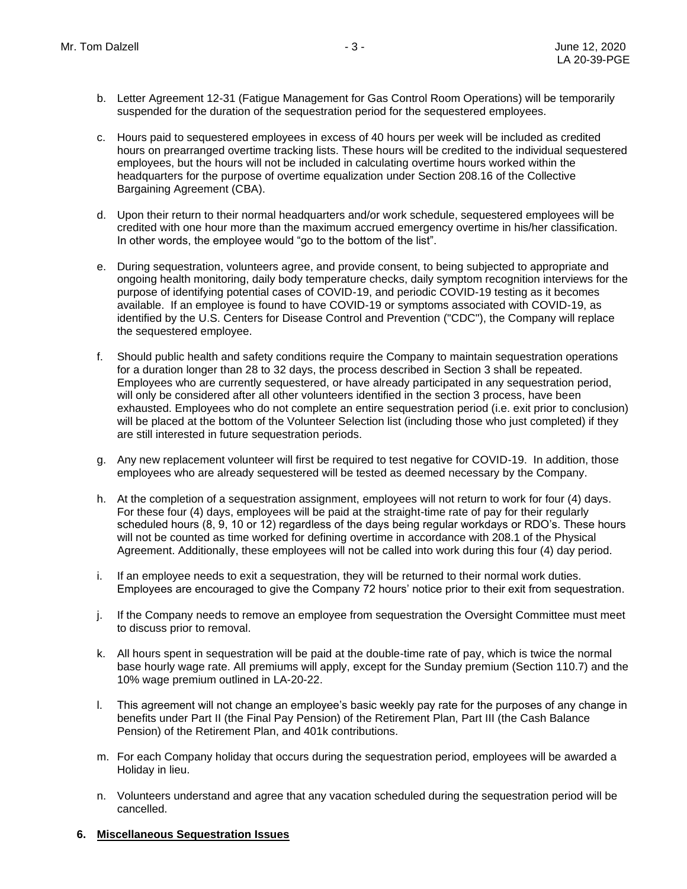b. Letter Agreement 12-31 (Fatigue Management for Gas Control Room Operations) will be temporarily suspended for the duration of the sequestration period for the sequestered employees.

c. Hours paid to sequestered employees in excess of 40 hours per week will be included as credited hours on prearranged overtime tracking lists. These hours will be credited to the individual sequestered employees, but the hours will not be included in calculating overtime hours worked within the headquarters for the purpose of overtime equalization under Section 208.16 of the Collective Bargaining Agreement (CBA).

d. Upon their return to their normal headquarters and/or work schedule, sequestered employees will be credited with one hour more than the maximum accrued emergency overtime in his/her classification. In other words, the employee would "go to the bottom of the list".

e. During sequestration, volunteers agree, and provide consent, to being subjected to appropriate and ongoing health monitoring, daily body temperature checks, daily symptom recognition interviews for the purpose of identifying potential cases of COVID-19, and periodic COVID-19 testing as it becomes available. If an employee is found to have COVID-19 or symptoms associated with COVID-19, as identified by the U.S. Centers for Disease Control and Prevention ("CDC"), the Company will replace the sequestered employee.

f. Should public health and safety conditions require the Company to maintain sequestration operations for a duration longer than 28 to 32 days, the process described in Section 3 shall be repeated. Employees who are currently sequestered, or have already participated in any sequestration period, will only be considered after all other volunteers identified in the section 3 process, have been exhausted. Employees who do not complete an entire sequestration period (i.e. exit prior to conclusion) will be placed at the bottom of the Volunteer Selection list (including those who just completed) if they are still interested in future sequestration periods.

g. Any new replacement volunteer will first be required to test negative for COVID-19. In addition, those employees who are already sequestered will be tested as deemed necessary by the Company.

h. At the completion of a sequestration assignment, employees will not return to work for four (4) days. For these four (4) days, employees will be paid at the straight-time rate of pay for their regularly scheduled hours (8, 9, 10 or 12) regardless of the days being regular workdays or RDO's. These hours will not be counted as time worked for defining overtime in accordance with 208.1 of the Physical Agreement. Additionally, these employees will not be called into work during this four (4) day period.

i. If an employee needs to exit a sequestration, they will be returned to their normal work duties. Employees are encouraged to give the Company 72 hours' notice prior to their exit from sequestration.

j. If the Company needs to remove an employee from sequestration the Oversight Committee must meet to discuss prior to removal.

k. All hours spent in sequestration will be paid at the double-time rate of pay, which is twice the normal base hourly wage rate. All premiums will apply, except for the Sunday premium (Section 110.7) and the 10% wage premium outlined in LA-20-22.

l. This agreement will not change an employee's basic weekly pay rate for the purposes of any change in benefits under Part II (the Final Pay Pension) of the Retirement Plan, Part III (the Cash Balance Pension) of the Retirement Plan, and 401k contributions.

m. For each Company holiday that occurs during the sequestration period, employees will be awarded a Holiday in lieu.

n. Volunteers understand and agree that any vacation scheduled during the sequestration period will be cancelled.

**6. Miscellaneous Sequestration Issues**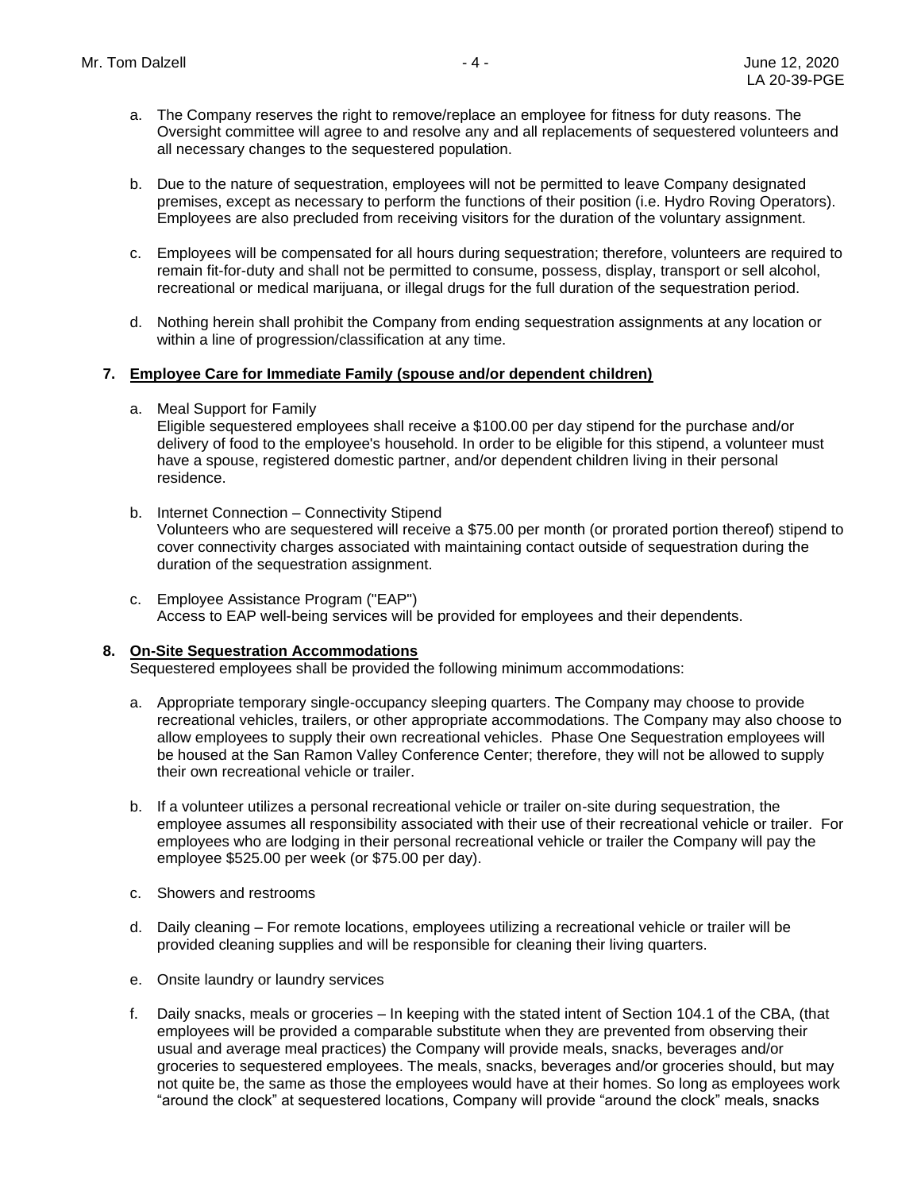a. The Company reserves the right to remove/replace an employee for fitness for duty reasons. The Oversight committee will agree to and resolve any and all replacements of sequestered volunteers and all necessary changes to the sequestered population.

b. Due to the nature of sequestration, employees will not be permitted to leave Company designated premises, except as necessary to perform the functions of their position (i.e. Hydro Roving Operators). Employees are also precluded from receiving visitors for the duration of the voluntary assignment.

c. Employees will be compensated for all hours during sequestration; therefore, volunteers are required to remain fit-for-duty and shall not be permitted to consume, possess, display, transport or sell alcohol, recreational or medical marijuana, or illegal drugs for the full duration of the sequestration period.

d. Nothing herein shall prohibit the Company from ending sequestration assignments at any location or within a line of progression/classification at any time.

**7. <u>Employee Care for Immediate Family (spouse and/or dependent children)</u>**

a. Meal Support for Family
Eligible sequestered employees shall receive a $100.00 per day stipend for the purchase and/or delivery of food to the employee's household. In order to be eligible for this stipend, a volunteer must have a spouse, registered domestic partner, and/or dependent children living in their personal residence.

b. Internet Connection – Connectivity Stipend
Volunteers who are sequestered will receive a $75.00 per month (or prorated portion thereof) stipend to cover connectivity charges associated with maintaining contact outside of sequestration during the duration of the sequestration assignment.

c. Employee Assistance Program ("EAP")
Access to EAP well-being services will be provided for employees and their dependents.

**8. <u>On-Site Sequestration Accommodations</u>**
Sequestered employees shall be provided the following minimum accommodations:

a. Appropriate temporary single-occupancy sleeping quarters. The Company may choose to provide recreational vehicles, trailers, or other appropriate accommodations. The Company may also choose to allow employees to supply their own recreational vehicles. Phase One Sequestration employees will be housed at the San Ramon Valley Conference Center; therefore, they will not be allowed to supply their own recreational vehicle or trailer.

b. If a volunteer utilizes a personal recreational vehicle or trailer on-site during sequestration, the employee assumes all responsibility associated with their use of their recreational vehicle or trailer. For employees who are lodging in their personal recreational vehicle or trailer the Company will pay the employee $525.00 per week (or $75.00 per day).

c. Showers and restrooms

d. Daily cleaning – For remote locations, employees utilizing a recreational vehicle or trailer will be provided cleaning supplies and will be responsible for cleaning their living quarters.

e. Onsite laundry or laundry services

f. Daily snacks, meals or groceries – In keeping with the stated intent of Section 104.1 of the CBA, (that employees will be provided a comparable substitute when they are prevented from observing their usual and average meal practices) the Company will provide meals, snacks, beverages and/or groceries to sequestered employees. The meals, snacks, beverages and/or groceries should, but may not quite be, the same as those the employees would have at their homes. So long as employees work "around the clock" at sequestered locations, Company will provide "around the clock" meals, snacks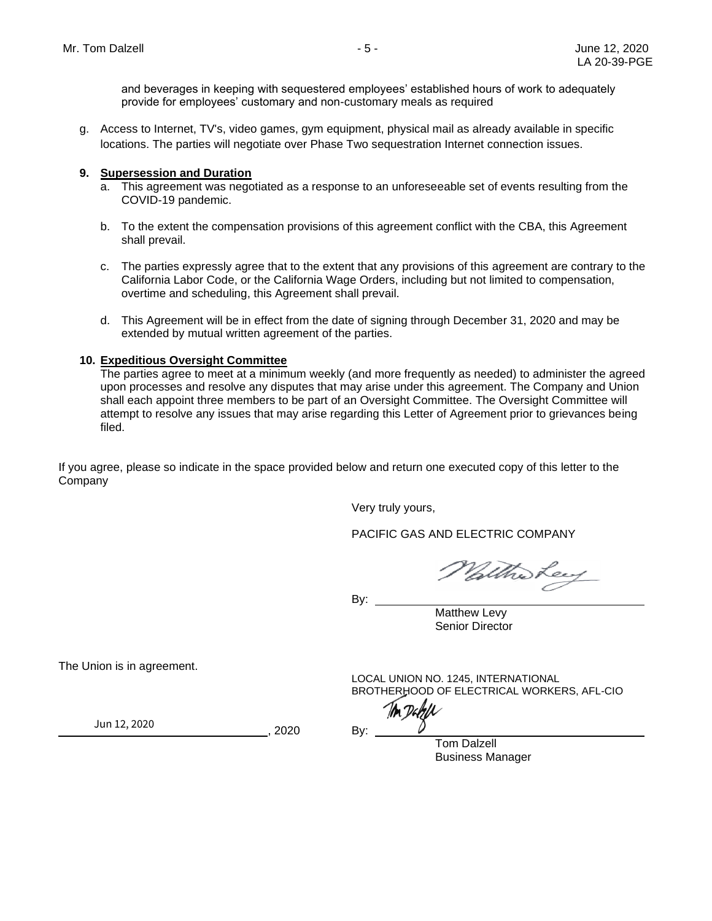and beverages in keeping with sequestered employees' established hours of work to adequately provide for employees' customary and non-customary meals as required

g. Access to Internet, TV's, video games, gym equipment, physical mail as already available in specific locations. The parties will negotiate over Phase Two sequestration Internet connection issues.

**9. Supersession and Duration**

a. This agreement was negotiated as a response to an unforeseeable set of events resulting from the COVID-19 pandemic.

b. To the extent the compensation provisions of this agreement conflict with the CBA, this Agreement shall prevail.

c. The parties expressly agree that to the extent that any provisions of this agreement are contrary to the California Labor Code, or the California Wage Orders, including but not limited to compensation, overtime and scheduling, this Agreement shall prevail.

d. This Agreement will be in effect from the date of signing through December 31, 2020 and may be extended by mutual written agreement of the parties.

**10. Expeditious Oversight Committee**

The parties agree to meet at a minimum weekly (and more frequently as needed) to administer the agreed upon processes and resolve any disputes that may arise under this agreement. The Company and Union shall each appoint three members to be part of an Oversight Committee. The Oversight Committee will attempt to resolve any issues that may arise regarding this Letter of Agreement prior to grievances being filed.

If you agree, please so indicate in the space provided below and return one executed copy of this letter to the Company

Very truly yours,

PACIFIC GAS AND ELECTRIC COMPANY

By: Matthew Levy

Matthew Levy
Senior Director

The Union is in agreement.

LOCAL UNION NO. 1245, INTERNATIONAL BROTHERHOOD OF ELECTRICAL WORKERS, AFL-CIO

Jun 12, 2020, 2020

By: Tom Dalzell

Tom Dalzell
Business Manager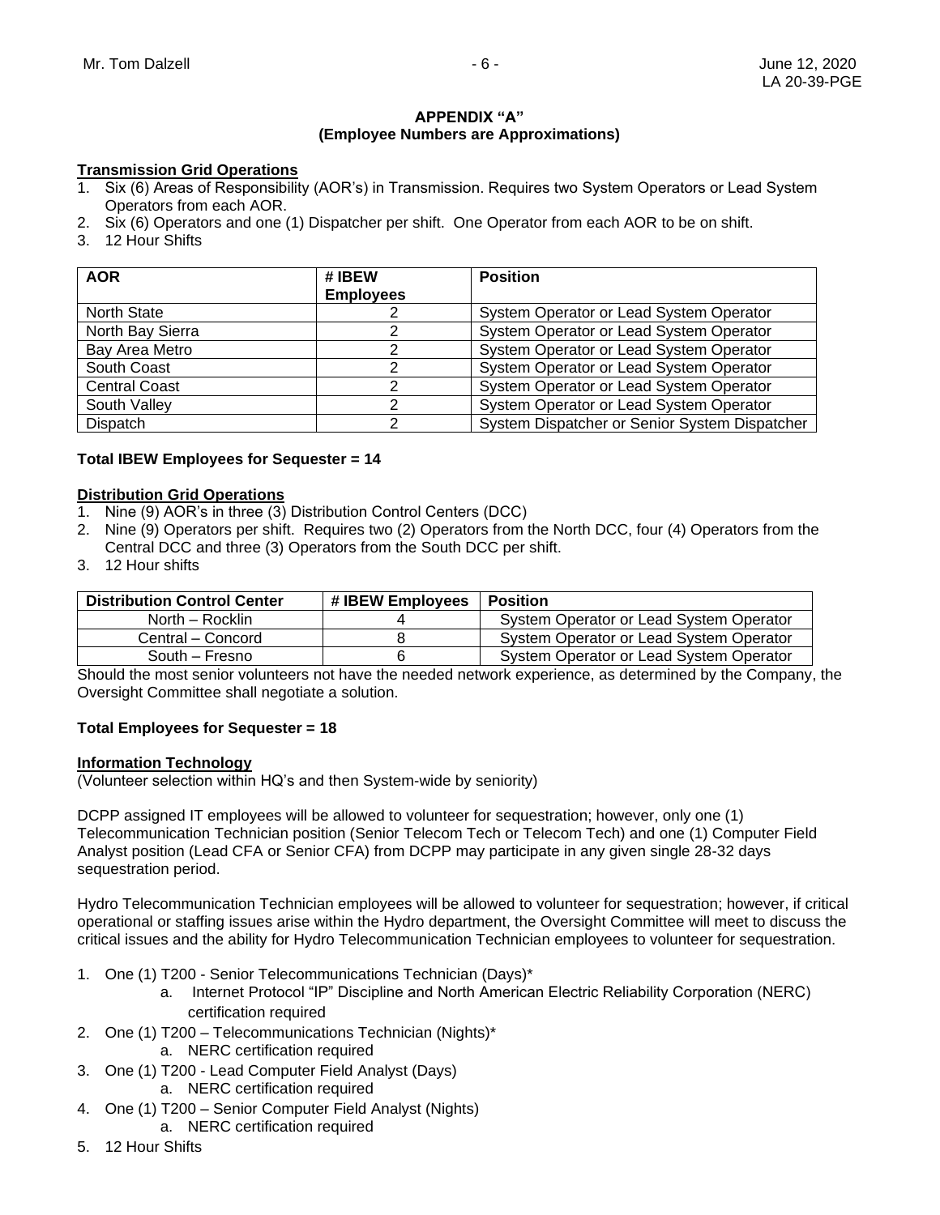## APPENDIX "A"
## (Employee Numbers are Approximations)

**Transmission Grid Operations**

1. Six (6) Areas of Responsibility (AOR's) in Transmission. Requires two System Operators or Lead System Operators from each AOR.
2. Six (6) Operators and one (1) Dispatcher per shift. One Operator from each AOR to be on shift.
3. 12 Hour Shifts

| AOR | # IBEW Employees | Position |
|---|---|---|
| North State | 2 | System Operator or Lead System Operator |
| North Bay Sierra | 2 | System Operator or Lead System Operator |
| Bay Area Metro | 2 | System Operator or Lead System Operator |
| South Coast | 2 | System Operator or Lead System Operator |
| Central Coast | 2 | System Operator or Lead System Operator |
| South Valley | 2 | System Operator or Lead System Operator |
| Dispatch | 2 | System Dispatcher or Senior System Dispatcher |

**Total IBEW Employees for Sequester = 14**

**Distribution Grid Operations**

1. Nine (9) AOR's in three (3) Distribution Control Centers (DCC)
2. Nine (9) Operators per shift. Requires two (2) Operators from the North DCC, four (4) Operators from the Central DCC and three (3) Operators from the South DCC per shift.
3. 12 Hour shifts

| Distribution Control Center | # IBEW Employees | Position |
|---|---|---|
| North – Rocklin | 4 | System Operator or Lead System Operator |
| Central – Concord | 8 | System Operator or Lead System Operator |
| South – Fresno | 6 | System Operator or Lead System Operator |

Should the most senior volunteers not have the needed network experience, as determined by the Company, the Oversight Committee shall negotiate a solution.

**Total Employees for Sequester = 18**

**Information Technology**

(Volunteer selection within HQ's and then System-wide by seniority)

DCPP assigned IT employees will be allowed to volunteer for sequestration; however, only one (1) Telecommunication Technician position (Senior Telecom Tech or Telecom Tech) and one (1) Computer Field Analyst position (Lead CFA or Senior CFA) from DCPP may participate in any given single 28-32 days sequestration period.

Hydro Telecommunication Technician employees will be allowed to volunteer for sequestration; however, if critical operational or staffing issues arise within the Hydro department, the Oversight Committee will meet to discuss the critical issues and the ability for Hydro Telecommunication Technician employees to volunteer for sequestration.

1. One (1) T200 - Senior Telecommunications Technician (Days)*
   a. Internet Protocol "IP" Discipline and North American Electric Reliability Corporation (NERC) certification required
2. One (1) T200 – Telecommunications Technician (Nights)*
   a. NERC certification required
3. One (1) T200 - Lead Computer Field Analyst (Days)
   a. NERC certification required
4. One (1) T200 – Senior Computer Field Analyst (Nights)
   a. NERC certification required
5. 12 Hour Shifts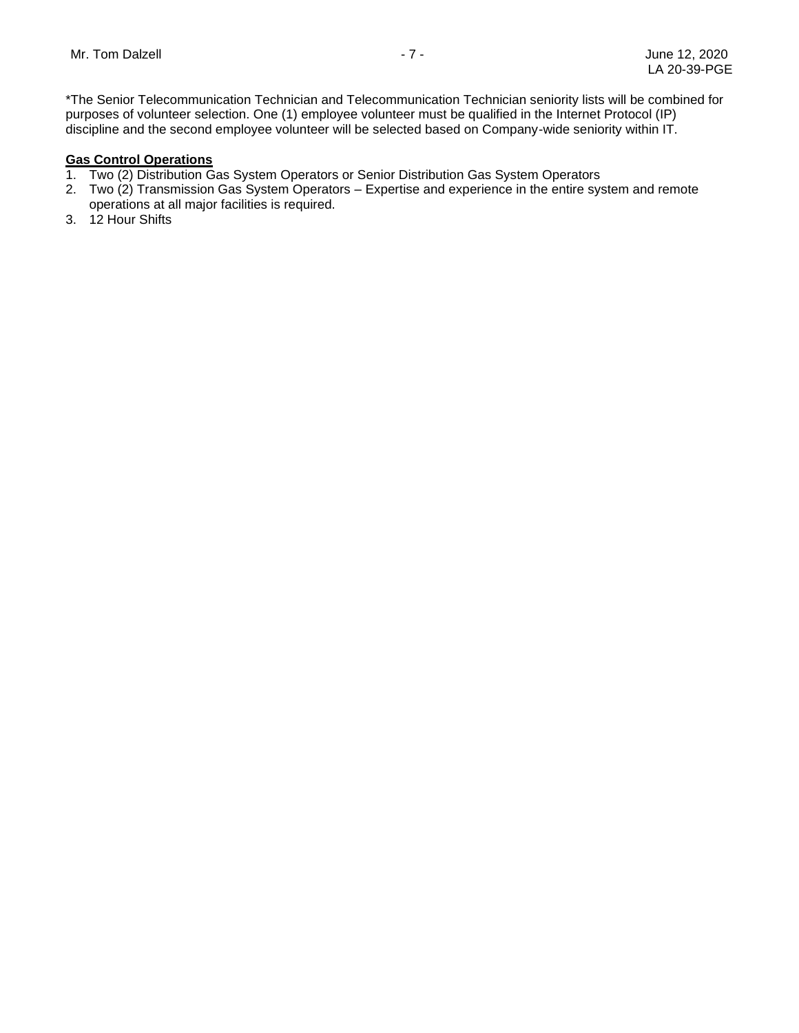*The Senior Telecommunication Technician and Telecommunication Technician seniority lists will be combined for purposes of volunteer selection. One (1) employee volunteer must be qualified in the Internet Protocol (IP) discipline and the second employee volunteer will be selected based on Company-wide seniority within IT.

**Gas Control Operations**

1. Two (2) Distribution Gas System Operators or Senior Distribution Gas System Operators
2. Two (2) Transmission Gas System Operators – Expertise and experience in the entire system and remote operations at all major facilities is required.
3. 12 Hour Shifts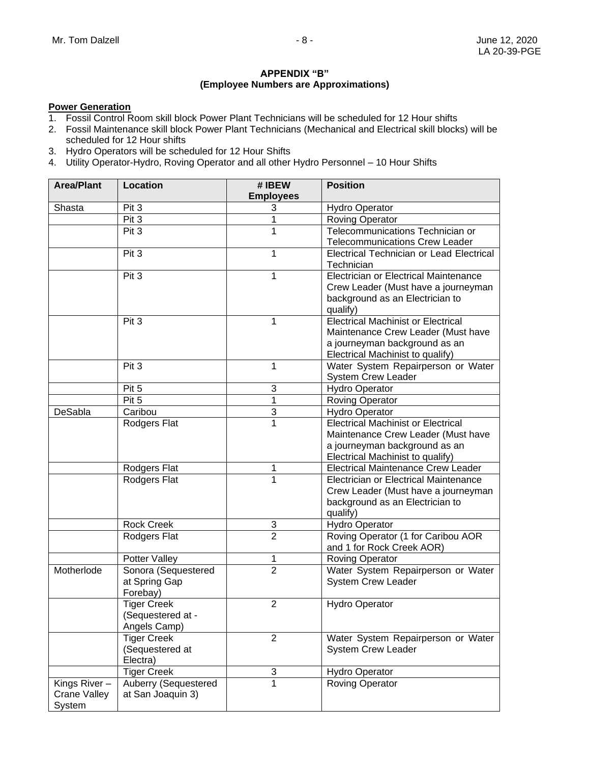## APPENDIX "B"
### (Employee Numbers are Approximations)

**Power Generation**

1. Fossil Control Room skill block Power Plant Technicians will be scheduled for 12 Hour shifts
2. Fossil Maintenance skill block Power Plant Technicians (Mechanical and Electrical skill blocks) will be scheduled for 12 Hour shifts
3. Hydro Operators will be scheduled for 12 Hour Shifts
4. Utility Operator-Hydro, Roving Operator and all other Hydro Personnel – 10 Hour Shifts

| Area/Plant | Location | # IBEW Employees | Position |
|---|---|---|---|
| Shasta | Pit 3 | 3 | Hydro Operator |
| | Pit 3 | 1 | Roving Operator |
| | Pit 3 | 1 | Telecommunications Technician or Telecommunications Crew Leader |
| | Pit 3 | 1 | Electrical Technician or Lead Electrical Technician |
| | Pit 3 | 1 | Electrician or Electrical Maintenance Crew Leader (Must have a journeyman background as an Electrician to qualify) |
| | Pit 3 | 1 | Electrical Machinist or Electrical Maintenance Crew Leader (Must have a journeyman background as an Electrical Machinist to qualify) |
| | Pit 3 | 1 | Water System Repairperson or Water System Crew Leader |
| | Pit 5 | 3 | Hydro Operator |
| | Pit 5 | 1 | Roving Operator |
| DeSabla | Caribou | 3 | Hydro Operator |
| | Rodgers Flat | 1 | Electrical Machinist or Electrical Maintenance Crew Leader (Must have a journeyman background as an Electrical Machinist to qualify) |
| | Rodgers Flat | 1 | Electrical Maintenance Crew Leader |
| | Rodgers Flat | 1 | Electrician or Electrical Maintenance Crew Leader (Must have a journeyman background as an Electrician to qualify) |
| | Rock Creek | 3 | Hydro Operator |
| | Rodgers Flat | 2 | Roving Operator (1 for Caribou AOR and 1 for Rock Creek AOR) |
| | Potter Valley | 1 | Roving Operator |
| Motherlode | Sonora (Sequestered at Spring Gap Forebay) | 2 | Water System Repairperson or Water System Crew Leader |
| | Tiger Creek (Sequestered at - Angels Camp) | 2 | Hydro Operator |
| | Tiger Creek (Sequestered at Electra) | 2 | Water System Repairperson or Water System Crew Leader |
| | Tiger Creek | 3 | Hydro Operator |
| Kings River – Crane Valley System | Auberry (Sequestered at San Joaquin 3) | 1 | Roving Operator |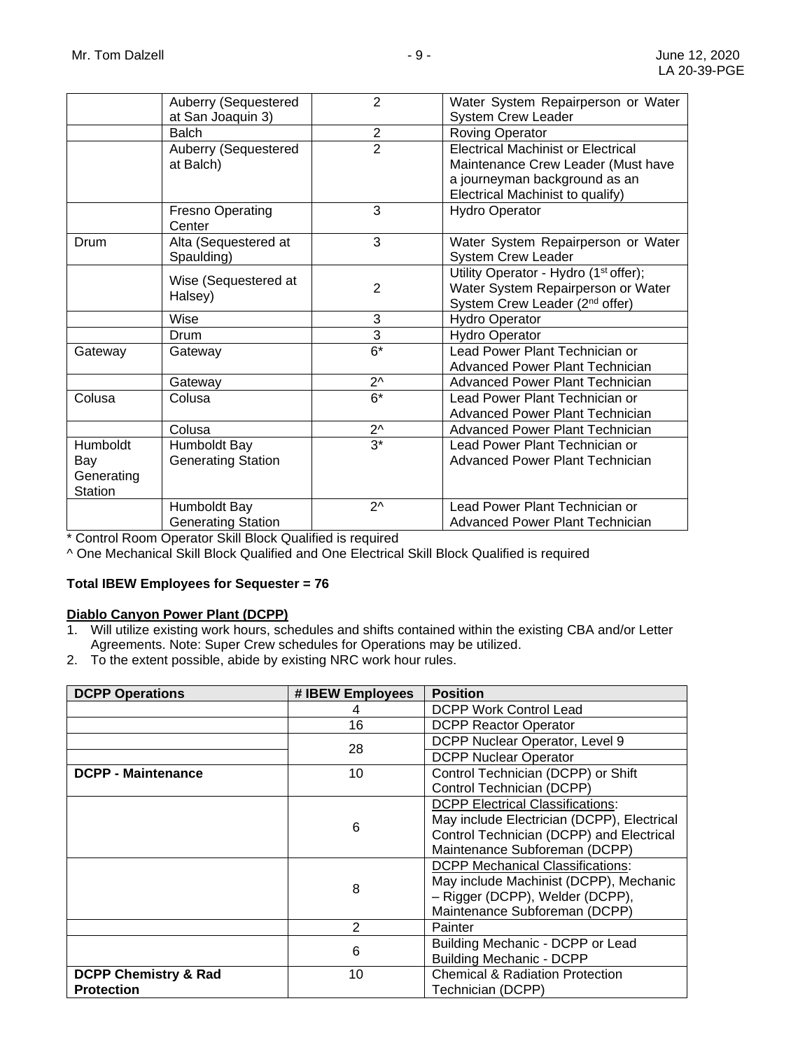| | | | |
|---|---|---|---|
| | Auberry (Sequestered at San Joaquin 3) | 2 | Water System Repairperson or Water System Crew Leader |
| | Balch | 2 | Roving Operator |
| | Auberry (Sequestered at Balch) | 2 | Electrical Machinist or Electrical Maintenance Crew Leader (Must have a journeyman background as an Electrical Machinist to qualify) |
| | Fresno Operating Center | 3 | Hydro Operator |
| Drum | Alta (Sequestered at Spaulding) | 3 | Water System Repairperson or Water System Crew Leader |
| | Wise (Sequestered at Halsey) | 2 | Utility Operator - Hydro (1st offer); Water System Repairperson or Water System Crew Leader (2nd offer) |
| | Wise | 3 | Hydro Operator |
| | Drum | 3 | Hydro Operator |
| Gateway | Gateway | 6* | Lead Power Plant Technician or Advanced Power Plant Technician |
| | Gateway | 2^ | Advanced Power Plant Technician |
| Colusa | Colusa | 6* | Lead Power Plant Technician or Advanced Power Plant Technician |
| | Colusa | 2^ | Advanced Power Plant Technician |
| Humboldt Bay Generating Station | Humboldt Bay Generating Station | 3* | Lead Power Plant Technician or Advanced Power Plant Technician |
| | Humboldt Bay Generating Station | 2^ | Lead Power Plant Technician or Advanced Power Plant Technician |

* Control Room Operator Skill Block Qualified is required

^ One Mechanical Skill Block Qualified and One Electrical Skill Block Qualified is required

**Total IBEW Employees for Sequester = 76**

**Diablo Canyon Power Plant (DCPP)**

1. Will utilize existing work hours, schedules and shifts contained within the existing CBA and/or Letter Agreements. Note: Super Crew schedules for Operations may be utilized.
2. To the extent possible, abide by existing NRC work hour rules.

| DCPP Operations | # IBEW Employees | Position |
|---|---|---|
| | 4 | DCPP Work Control Lead |
| | 16 | DCPP Reactor Operator |
| | 28 | DCPP Nuclear Operator, Level 9 |
| | | DCPP Nuclear Operator |
| **DCPP - Maintenance** | 10 | Control Technician (DCPP) or Shift Control Technician (DCPP) |
| | 6 | DCPP Electrical Classifications: May include Electrician (DCPP), Electrical Control Technician (DCPP) and Electrical Maintenance Subforeman (DCPP) |
| | 8 | DCPP Mechanical Classifications: May include Machinist (DCPP), Mechanic – Rigger (DCPP), Welder (DCPP), Maintenance Subforeman (DCPP) |
| | 2 | Painter |
| | 6 | Building Mechanic - DCPP or Lead Building Mechanic - DCPP |
| **DCPP Chemistry & Rad Protection** | 10 | Chemical & Radiation Protection Technician (DCPP) |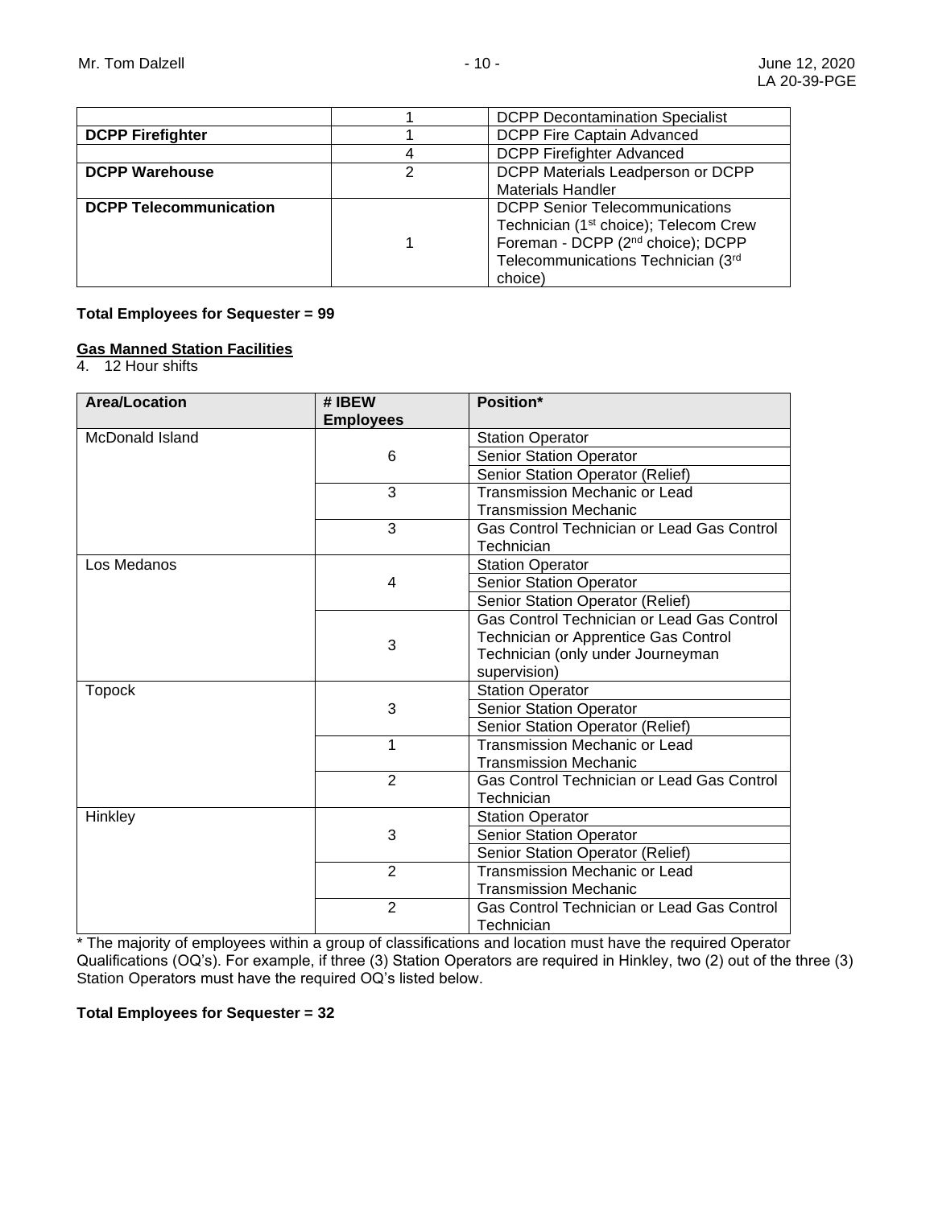| | | |
|---|---|---|
| | 1 | DCPP Decontamination Specialist |
| **DCPP Firefighter** | 1 | DCPP Fire Captain Advanced |
| | 4 | DCPP Firefighter Advanced |
| **DCPP Warehouse** | 2 | DCPP Materials Leadperson or DCPP Materials Handler |
| **DCPP Telecommunication** | 1 | DCPP Senior Telecommunications Technician (1st choice); Telecom Crew Foreman - DCPP (2nd choice); DCPP Telecommunications Technician (3rd choice) |

**Total Employees for Sequester = 99**

**Gas Manned Station Facilities**

4. 12 Hour shifts

| Area/Location | # IBEW Employees | Position* |
|---|---|---|
| McDonald Island | 6 | Station Operator |
| | | Senior Station Operator |
| | | Senior Station Operator (Relief) |
| | 3 | Transmission Mechanic or Lead Transmission Mechanic |
| | 3 | Gas Control Technician or Lead Gas Control Technician |
| Los Medanos | 4 | Station Operator |
| | | Senior Station Operator |
| | | Senior Station Operator (Relief) |
| | 3 | Gas Control Technician or Lead Gas Control Technician or Apprentice Gas Control Technician (only under Journeyman supervision) |
| Topock | 3 | Station Operator |
| | | Senior Station Operator |
| | | Senior Station Operator (Relief) |
| | 1 | Transmission Mechanic or Lead Transmission Mechanic |
| | 2 | Gas Control Technician or Lead Gas Control Technician |
| Hinkley | 3 | Station Operator |
| | | Senior Station Operator |
| | | Senior Station Operator (Relief) |
| | 2 | Transmission Mechanic or Lead Transmission Mechanic |
| | 2 | Gas Control Technician or Lead Gas Control Technician |

* The majority of employees within a group of classifications and location must have the required Operator Qualifications (OQ's). For example, if three (3) Station Operators are required in Hinkley, two (2) out of the three (3) Station Operators must have the required OQ's listed below.

**Total Employees for Sequester = 32**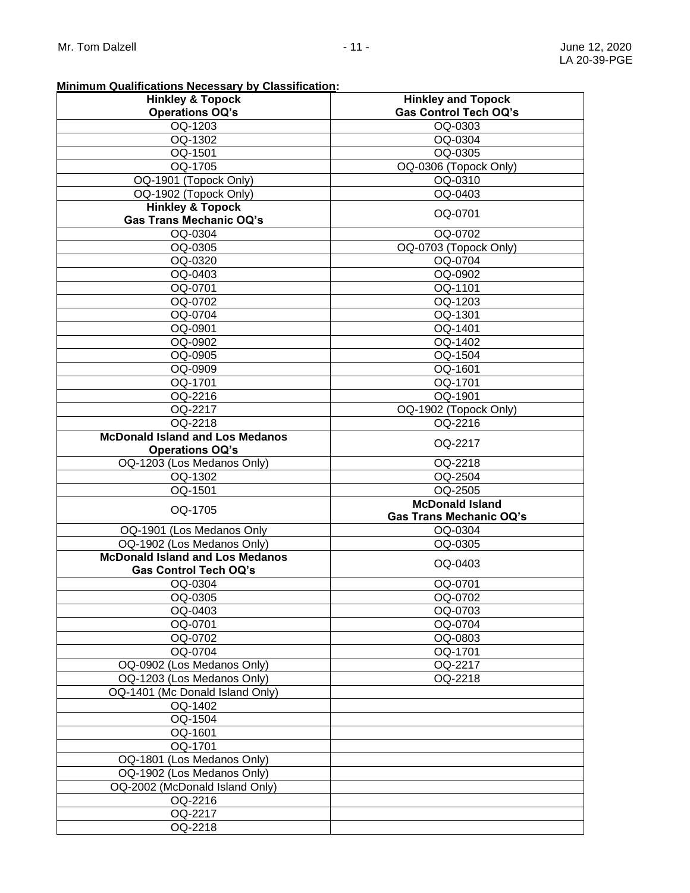**Minimum Qualifications Necessary by Classification:**

| **Hinkley & Topock Operations OQ's** | **Hinkley and Topock Gas Control Tech OQ's** |
|---|---|
| OQ-1203 | OQ-0303 |
| OQ-1302 | OQ-0304 |
| OQ-1501 | OQ-0305 |
| OQ-1705 | OQ-0306 (Topock Only) |
| OQ-1901 (Topock Only) | OQ-0310 |
| OQ-1902 (Topock Only) | OQ-0403 |
| **Hinkley & Topock Gas Trans Mechanic OQ's** | OQ-0701 |
| OQ-0304 | OQ-0702 |
| OQ-0305 | OQ-0703 (Topock Only) |
| OQ-0320 | OQ-0704 |
| OQ-0403 | OQ-0902 |
| OQ-0701 | OQ-1101 |
| OQ-0702 | OQ-1203 |
| OQ-0704 | OQ-1301 |
| OQ-0901 | OQ-1401 |
| OQ-0902 | OQ-1402 |
| OQ-0905 | OQ-1504 |
| OQ-0909 | OQ-1601 |
| OQ-1701 | OQ-1701 |
| OQ-2216 | OQ-1901 |
| OQ-2217 | OQ-1902 (Topock Only) |
| OQ-2218 | OQ-2216 |
| **McDonald Island and Los Medanos Operations OQ's** | OQ-2217 |
| OQ-1203 (Los Medanos Only) | OQ-2218 |
| OQ-1302 | OQ-2504 |
| OQ-1501 | OQ-2505 |
| OQ-1705 | **McDonald Island Gas Trans Mechanic OQ's** |
| OQ-1901 (Los Medanos Only | OQ-0304 |
| OQ-1902 (Los Medanos Only) | OQ-0305 |
| **McDonald Island and Los Medanos Gas Control Tech OQ's** | OQ-0403 |
| OQ-0304 | OQ-0701 |
| OQ-0305 | OQ-0702 |
| OQ-0403 | OQ-0703 |
| OQ-0701 | OQ-0704 |
| OQ-0702 | OQ-0803 |
| OQ-0704 | OQ-1701 |
| OQ-0902 (Los Medanos Only) | OQ-2217 |
| OQ-1203 (Los Medanos Only) | OQ-2218 |
| OQ-1401 (Mc Donald Island Only) | |
| OQ-1402 | |
| OQ-1504 | |
| OQ-1601 | |
| OQ-1701 | |
| OQ-1801 (Los Medanos Only) | |
| OQ-1902 (Los Medanos Only) | |
| OQ-2002 (McDonald Island Only) | |
| OQ-2216 | |
| OQ-2217 | |
| OQ-2218 | |